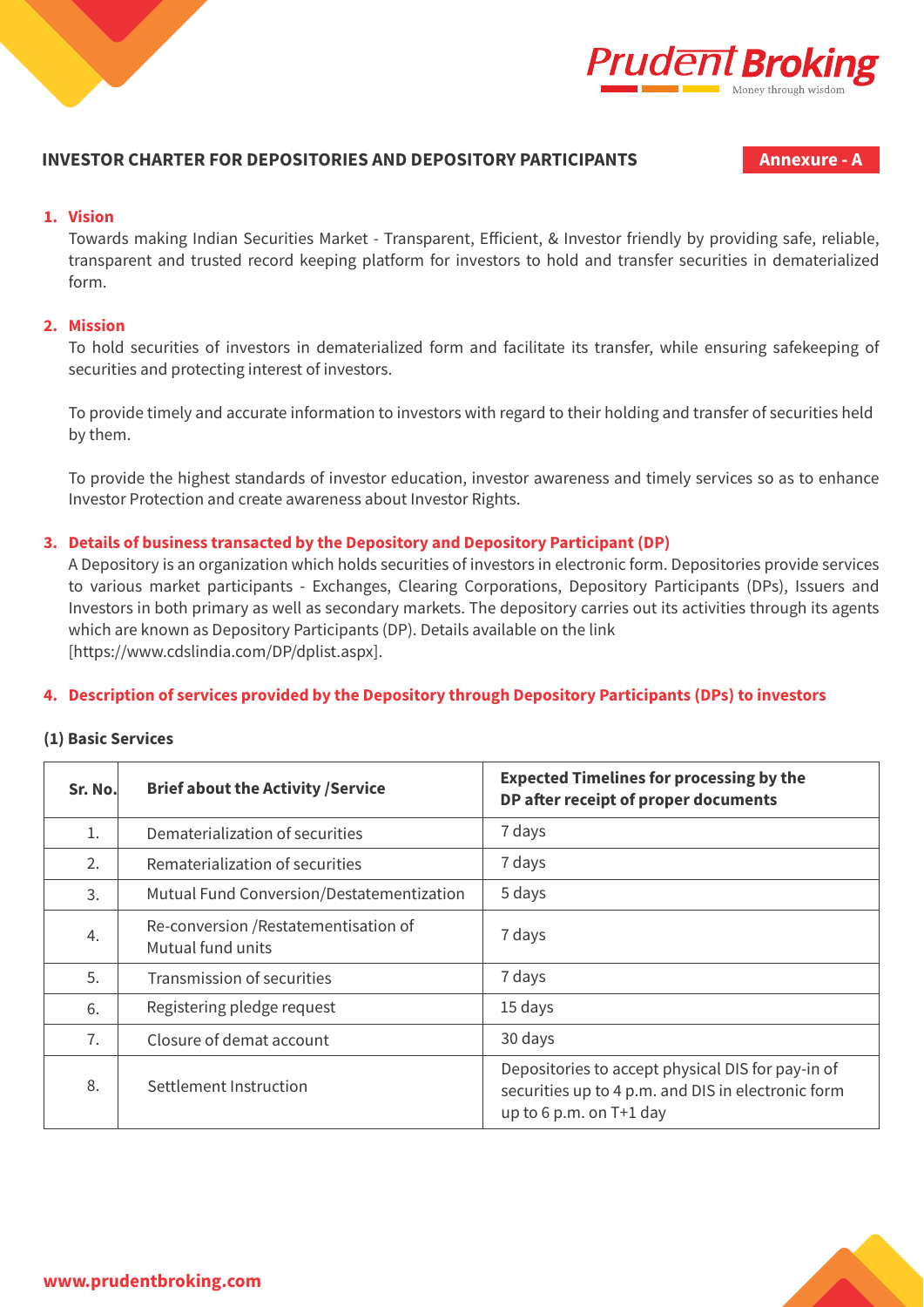# INVESTOR CHARTER FOR DEPOSITORIES AND DEPOSITORY PARTICIPANTS

**Annexure - A**

## 1. Vision

Towards making Indian Securities Market - Transparent, Efficient, & Investor friendly by providing safe, reliable, transparent and trusted record keeping platform for investors to hold and transfer securities in dematerialized form.

## 2. Mission

To hold securities of investors in dematerialized form and facilitate its transfer, while ensuring safekeeping of securities and protecting interest of investors.

To provide timely and accurate information to investors with regard to their holding and transfer of securities held by them.

To provide the highest standards of investor education, investor awareness and timely services so as to enhance Investor Protection and create awareness about Investor Rights.

## 3. Details of business transacted by the Depository and Depository Participant (DP)

A Depository is an organization which holds securities of investors in electronic form. Depositories provide services to various market participants - Exchanges, Clearing Corporations, Depository Participants (DPs), Issuers and Investors in both primary as well as secondary markets. The depository carries out its activities through its agents which are known as Depository Participants (DP). Details available on the link [https://www.cdslindia.com/DP/dplist.aspx].

## 4. Description of services provided by the Depository through Depository Participants (DPs) to investors

### (1) Basic Services

| Sr. No. | Brief about the Activity /Service | Expected Timelines for processing by the DP after receipt of proper documents |
|---|---|---|
| 1. | Dematerialization of securities | 7 days |
| 2. | Rematerialization of securities | 7 days |
| 3. | Mutual Fund Conversion/Destatementization | 5 days |
| 4. | Re-conversion /Restatementisation of Mutual fund units | 7 days |
| 5. | Transmission of securities | 7 days |
| 6. | Registering pledge request | 15 days |
| 7. | Closure of demat account | 30 days |
| 8. | Settlement Instruction | Depositories to accept physical DIS for pay-in of securities up to 4 p.m. and DIS in electronic form up to 6 p.m. on T+1 day |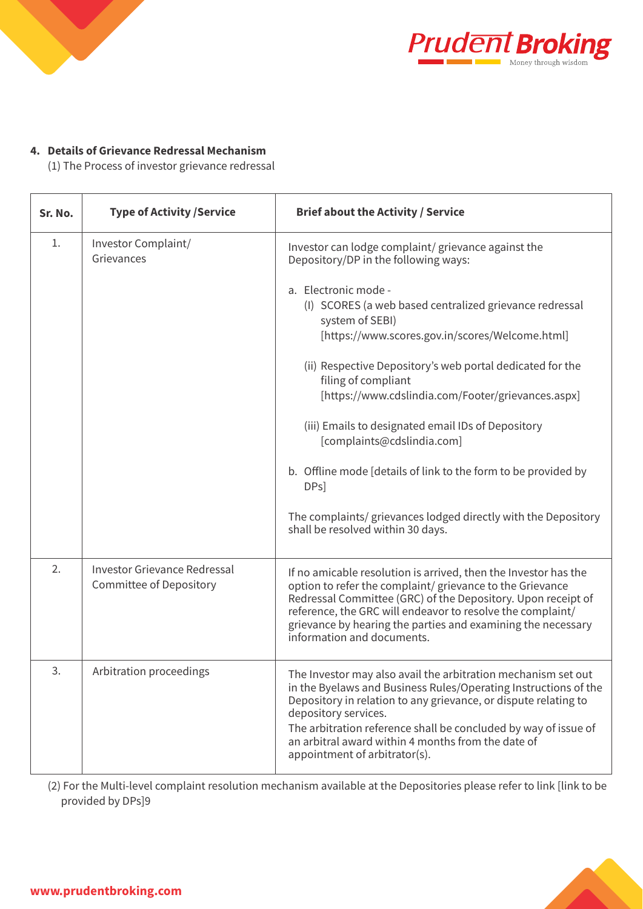**4. Details of Grievance Redressal Mechanism**

(1) The Process of investor grievance redressal

| Sr. No. | Type of Activity /Service | Brief about the Activity / Service |
|---|---|---|
| 1. | Investor Complaint/ Grievances | Investor can lodge complaint/ grievance against the Depository/DP in the following ways:<br><br>a. Electronic mode -<br>(I) SCORES (a web based centralized grievance redressal system of SEBI) [https://www.scores.gov.in/scores/Welcome.html]<br><br>(ii) Respective Depository's web portal dedicated for the filing of compliant [https://www.cdslindia.com/Footer/grievances.aspx]<br><br>(iii) Emails to designated email IDs of Depository [complaints@cdslindia.com]<br><br>b. Offline mode [details of link to the form to be provided by DPs]<br><br>The complaints/ grievances lodged directly with the Depository shall be resolved within 30 days. |
| 2. | Investor Grievance Redressal Committee of Depository | If no amicable resolution is arrived, then the Investor has the option to refer the complaint/ grievance to the Grievance Redressal Committee (GRC) of the Depository. Upon receipt of reference, the GRC will endeavor to resolve the complaint/ grievance by hearing the parties and examining the necessary information and documents. |
| 3. | Arbitration proceedings | The Investor may also avail the arbitration mechanism set out in the Byelaws and Business Rules/Operating Instructions of the Depository in relation to any grievance, or dispute relating to depository services.<br>The arbitration reference shall be concluded by way of issue of an arbitral award within 4 months from the date of appointment of arbitrator(s). |

(2) For the Multi-level complaint resolution mechanism available at the Depositories please refer to link [link to be provided by DPs]9

www.prudentbroking.com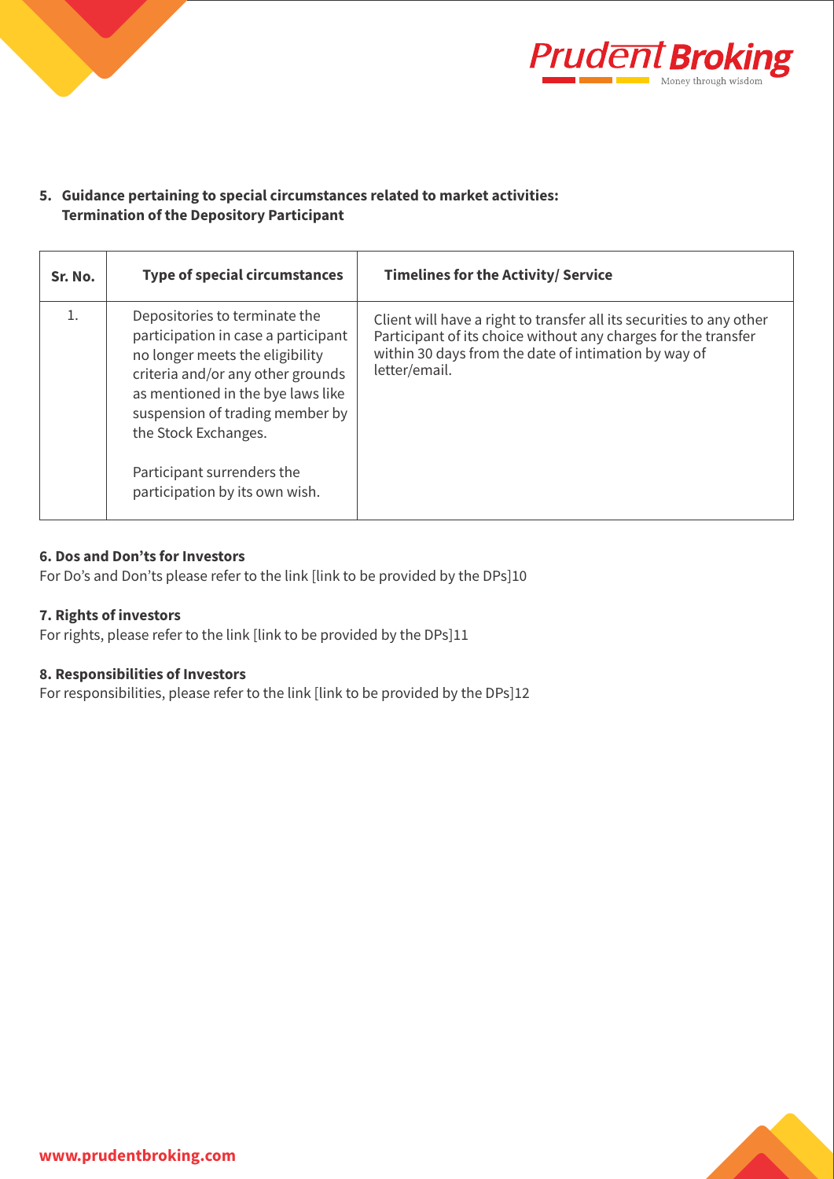## 5. Guidance pertaining to special circumstances related to market activities: Termination of the Depository Participant

| Sr. No. | Type of special circumstances | Timelines for the Activity/ Service |
|---|---|---|
| 1. | Depositories to terminate the participation in case a participant no longer meets the eligibility criteria and/or any other grounds as mentioned in the bye laws like suspension of trading member by the Stock Exchanges.<br><br>Participant surrenders the participation by its own wish. | Client will have a right to transfer all its securities to any other Participant of its choice without any charges for the transfer within 30 days from the date of intimation by way of letter/email. |

**6. Dos and Don'ts for Investors**

For Do's and Don'ts please refer to the link [link to be provided by the DPs]10

**7. Rights of investors**

For rights, please refer to the link [link to be provided by the DPs]11

**8. Responsibilities of Investors**

For responsibilities, please refer to the link [link to be provided by the DPs]12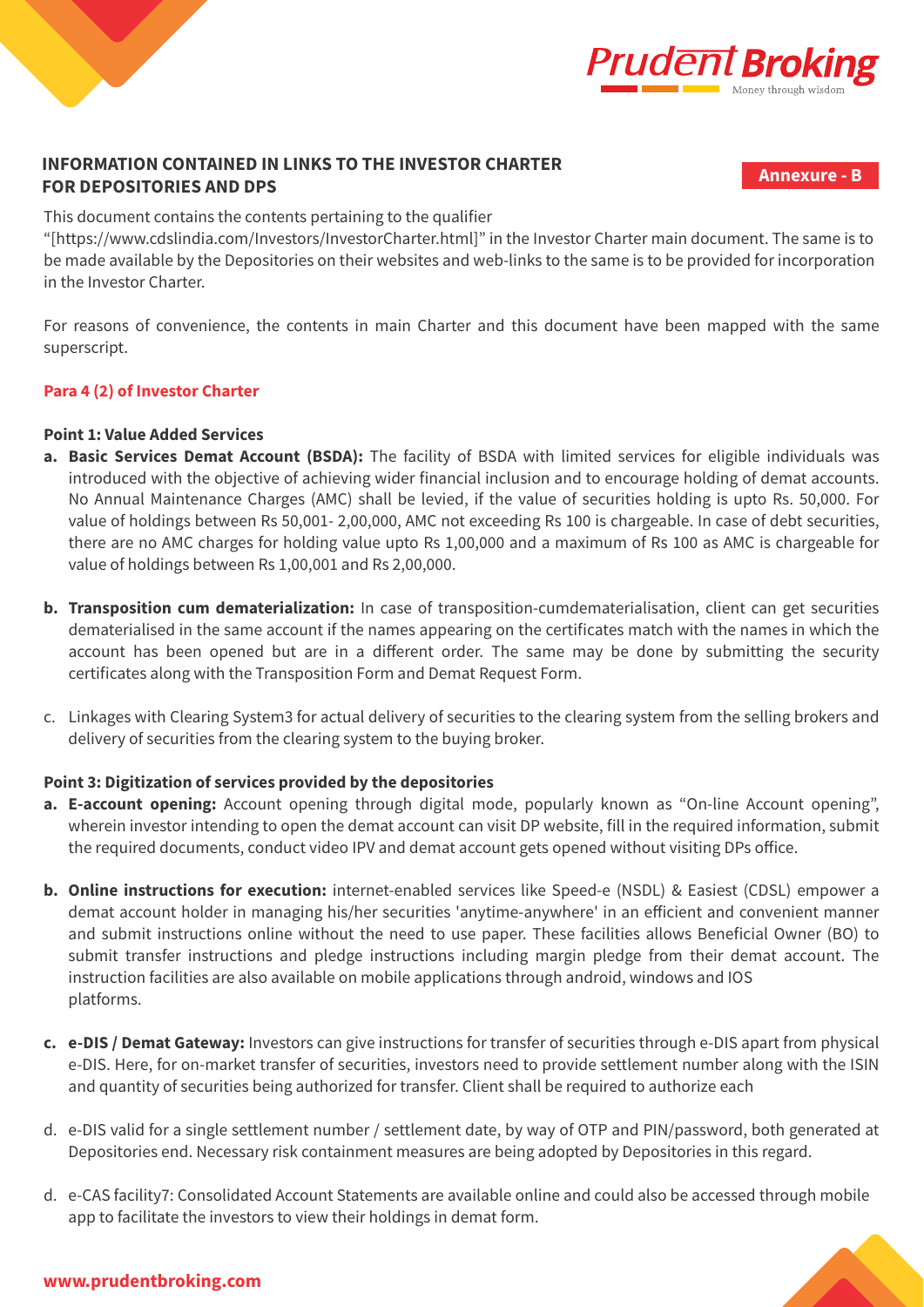## INFORMATION CONTAINED IN LINKS TO THE INVESTOR CHARTER FOR DEPOSITORIES AND DPS

**Annexure - B**

This document contains the contents pertaining to the qualifier "[https://www.cdslindia.com/Investors/InvestorCharter.html]" in the Investor Charter main document. The same is to be made available by the Depositories on their websites and web-links to the same is to be provided for incorporation in the Investor Charter.

For reasons of convenience, the contents in main Charter and this document have been mapped with the same superscript.

### Para 4 (2) of Investor Charter

**Point 1: Value Added Services**

a. **Basic Services Demat Account (BSDA):** The facility of BSDA with limited services for eligible individuals was introduced with the objective of achieving wider financial inclusion and to encourage holding of demat accounts. No Annual Maintenance Charges (AMC) shall be levied, if the value of securities holding is upto Rs. 50,000. For value of holdings between Rs 50,001- 2,00,000, AMC not exceeding Rs 100 is chargeable. In case of debt securities, there are no AMC charges for holding value upto Rs 1,00,000 and a maximum of Rs 100 as AMC is chargeable for value of holdings between Rs 1,00,001 and Rs 2,00,000.

b. **Transposition cum dematerialization:** In case of transposition-cumdematerialisation, client can get securities dematerialised in the same account if the names appearing on the certificates match with the names in which the account has been opened but are in a different order. The same may be done by submitting the security certificates along with the Transposition Form and Demat Request Form.

c. Linkages with Clearing System3 for actual delivery of securities to the clearing system from the selling brokers and delivery of securities from the clearing system to the buying broker.

**Point 3: Digitization of services provided by the depositories**

a. **E-account opening:** Account opening through digital mode, popularly known as "On-line Account opening", wherein investor intending to open the demat account can visit DP website, fill in the required information, submit the required documents, conduct video IPV and demat account gets opened without visiting DPs office.

b. **Online instructions for execution:** internet-enabled services like Speed-e (NSDL) & Easiest (CDSL) empower a demat account holder in managing his/her securities 'anytime-anywhere' in an efficient and convenient manner and submit instructions online without the need to use paper. These facilities allows Beneficial Owner (BO) to submit transfer instructions and pledge instructions including margin pledge from their demat account. The instruction facilities are also available on mobile applications through android, windows and IOS platforms.

c. **e-DIS / Demat Gateway:** Investors can give instructions for transfer of securities through e-DIS apart from physical e-DIS. Here, for on-market transfer of securities, investors need to provide settlement number along with the ISIN and quantity of securities being authorized for transfer. Client shall be required to authorize each

d. e-DIS valid for a single settlement number / settlement date, by way of OTP and PIN/password, both generated at Depositories end. Necessary risk containment measures are being adopted by Depositories in this regard.

d. e-CAS facility7: Consolidated Account Statements are available online and could also be accessed through mobile app to facilitate the investors to view their holdings in demat form.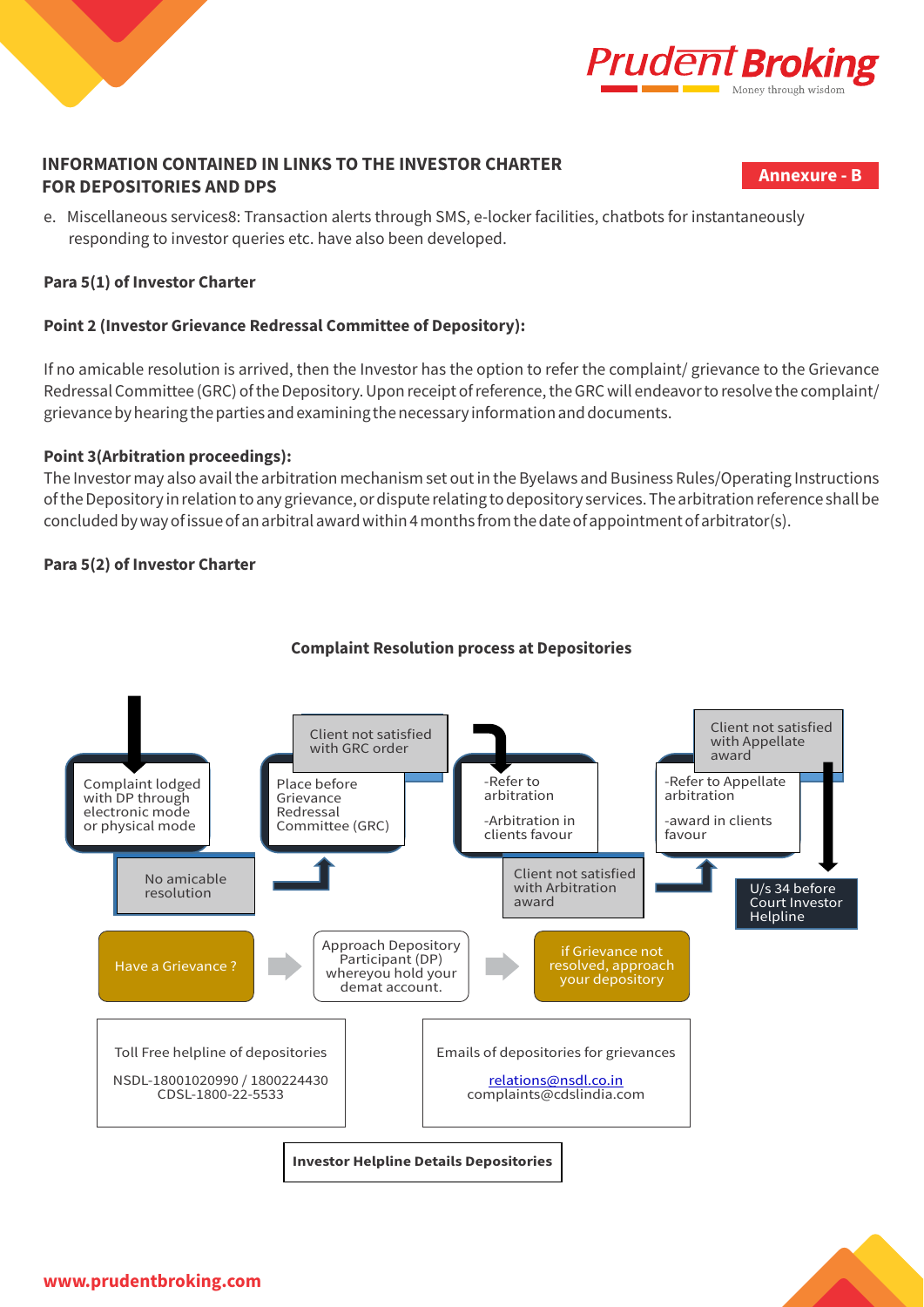## INFORMATION CONTAINED IN LINKS TO THE INVESTOR CHARTER FOR DEPOSITORIES AND DPS

**Annexure - B**

e. Miscellaneous services8: Transaction alerts through SMS, e-locker facilities, chatbots for instantaneously responding to investor queries etc. have also been developed.

**Para 5(1) of Investor Charter**

**Point 2 (Investor Grievance Redressal Committee of Depository):**

If no amicable resolution is arrived, then the Investor has the option to refer the complaint/ grievance to the Grievance Redressal Committee (GRC) of the Depository. Upon receipt of reference, the GRC will endeavor to resolve the complaint/ grievance by hearing the parties and examining the necessary information and documents.

**Point 3(Arbitration proceedings):**

The Investor may also avail the arbitration mechanism set out in the Byelaws and Business Rules/Operating Instructions of the Depository in relation to any grievance, or dispute relating to depository services. The arbitration reference shall be concluded by way of issue of an arbitral award within 4 months from the date of appointment of arbitrator(s).

**Para 5(2) of Investor Charter**

**Complaint Resolution process at Depositories**

Complaint lodged with DP through electronic mode or physical mode

No amicable resolution

Place before Grievance Redressal Committee (GRC)

Client not satisfied with GRC order

-Refer to arbitration

-Arbitration in clients favour

Client not satisfied with Arbitration award

-Refer to Appellate arbitration

-award in clients favour

Client not satisfied with Appellate award

U/s 34 before Court Investor Helpline

Have a Grievance ? → Approach Depository Participant (DP) whereyou hold your demat account. → if Grievance not resolved, approach your depository

| Toll Free helpline of depositories | Emails of depositories for grievances |
|---|---|
| NSDL-18001020990 / 1800224430<br>CDSL-1800-22-5533 | relations@nsdl.co.in<br>complaints@cdslindia.com |

**Investor Helpline Details Depositories**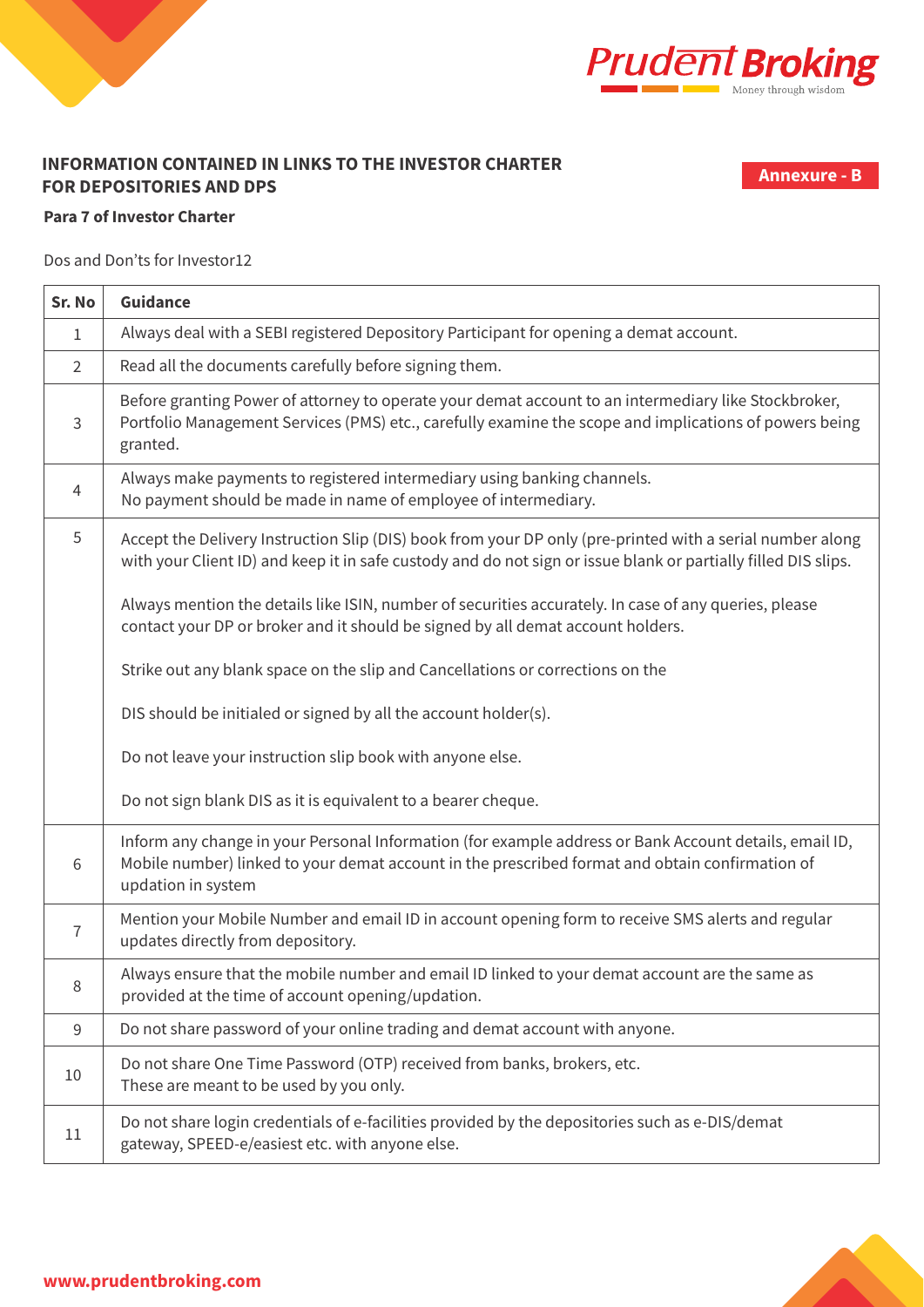## INFORMATION CONTAINED IN LINKS TO THE INVESTOR CHARTER FOR DEPOSITORIES AND DPS

**Annexure - B**

**Para 7 of Investor Charter**

Dos and Don'ts for Investor12

| Sr. No | Guidance |
|---|---|
| 1 | Always deal with a SEBI registered Depository Participant for opening a demat account. |
| 2 | Read all the documents carefully before signing them. |
| 3 | Before granting Power of attorney to operate your demat account to an intermediary like Stockbroker, Portfolio Management Services (PMS) etc., carefully examine the scope and implications of powers being granted. |
| 4 | Always make payments to registered intermediary using banking channels.<br>No payment should be made in name of employee of intermediary. |
| 5 | Accept the Delivery Instruction Slip (DIS) book from your DP only (pre-printed with a serial number along with your Client ID) and keep it in safe custody and do not sign or issue blank or partially filled DIS slips.<br><br>Always mention the details like ISIN, number of securities accurately. In case of any queries, please contact your DP or broker and it should be signed by all demat account holders.<br><br>Strike out any blank space on the slip and Cancellations or corrections on the<br><br>DIS should be initialed or signed by all the account holder(s).<br><br>Do not leave your instruction slip book with anyone else.<br><br>Do not sign blank DIS as it is equivalent to a bearer cheque. |
| 6 | Inform any change in your Personal Information (for example address or Bank Account details, email ID, Mobile number) linked to your demat account in the prescribed format and obtain confirmation of updation in system |
| 7 | Mention your Mobile Number and email ID in account opening form to receive SMS alerts and regular updates directly from depository. |
| 8 | Always ensure that the mobile number and email ID linked to your demat account are the same as provided at the time of account opening/updation. |
| 9 | Do not share password of your online trading and demat account with anyone. |
| 10 | Do not share One Time Password (OTP) received from banks, brokers, etc.<br>These are meant to be used by you only. |
| 11 | Do not share login credentials of e-facilities provided by the depositories such as e-DIS/demat gateway, SPEED-e/easiest etc. with anyone else. |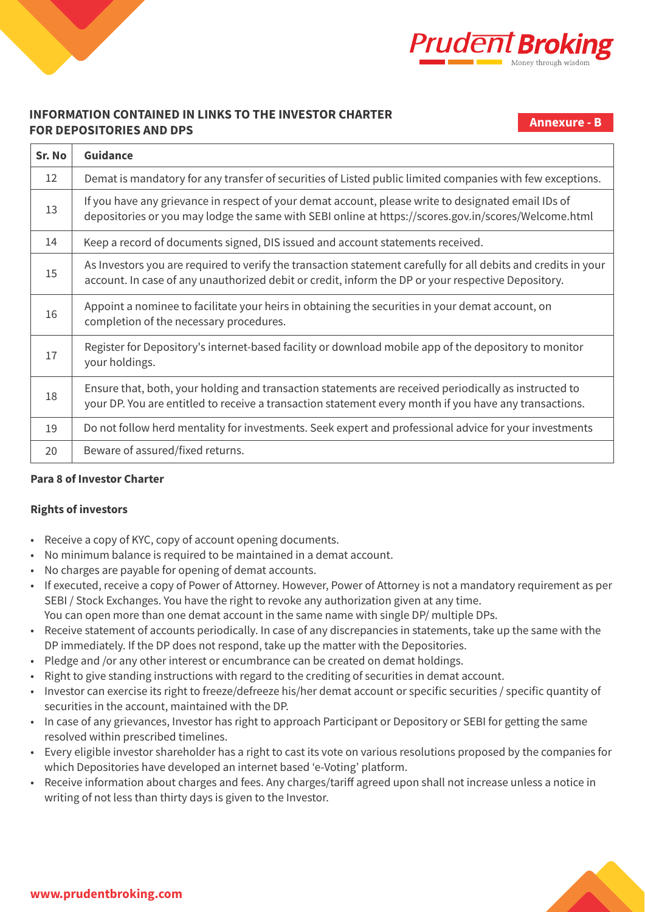## INFORMATION CONTAINED IN LINKS TO THE INVESTOR CHARTER FOR DEPOSITORIES AND DPS

**Annexure - B**

| Sr. No | Guidance |
|---|---|
| 12 | Demat is mandatory for any transfer of securities of Listed public limited companies with few exceptions. |
| 13 | If you have any grievance in respect of your demat account, please write to designated email IDs of depositories or you may lodge the same with SEBI online at https://scores.gov.in/scores/Welcome.html |
| 14 | Keep a record of documents signed, DIS issued and account statements received. |
| 15 | As Investors you are required to verify the transaction statement carefully for all debits and credits in your account. In case of any unauthorized debit or credit, inform the DP or your respective Depository. |
| 16 | Appoint a nominee to facilitate your heirs in obtaining the securities in your demat account, on completion of the necessary procedures. |
| 17 | Register for Depository's internet-based facility or download mobile app of the depository to monitor your holdings. |
| 18 | Ensure that, both, your holding and transaction statements are received periodically as instructed to your DP. You are entitled to receive a transaction statement every month if you have any transactions. |
| 19 | Do not follow herd mentality for investments. Seek expert and professional advice for your investments |
| 20 | Beware of assured/fixed returns. |

**Para 8 of Investor Charter**

**Rights of investors**

- Receive a copy of KYC, copy of account opening documents.
- No minimum balance is required to be maintained in a demat account.
- No charges are payable for opening of demat accounts.
- If executed, receive a copy of Power of Attorney. However, Power of Attorney is not a mandatory requirement as per SEBI / Stock Exchanges. You have the right to revoke any authorization given at any time.
  You can open more than one demat account in the same name with single DP/ multiple DPs.
- Receive statement of accounts periodically. In case of any discrepancies in statements, take up the same with the DP immediately. If the DP does not respond, take up the matter with the Depositories.
- Pledge and /or any other interest or encumbrance can be created on demat holdings.
- Right to give standing instructions with regard to the crediting of securities in demat account.
- Investor can exercise its right to freeze/defreeze his/her demat account or specific securities / specific quantity of securities in the account, maintained with the DP.
- In case of any grievances, Investor has right to approach Participant or Depository or SEBI for getting the same resolved within prescribed timelines.
- Every eligible investor shareholder has a right to cast its vote on various resolutions proposed by the companies for which Depositories have developed an internet based 'e-Voting' platform.
- Receive information about charges and fees. Any charges/tariff agreed upon shall not increase unless a notice in writing of not less than thirty days is given to the Investor.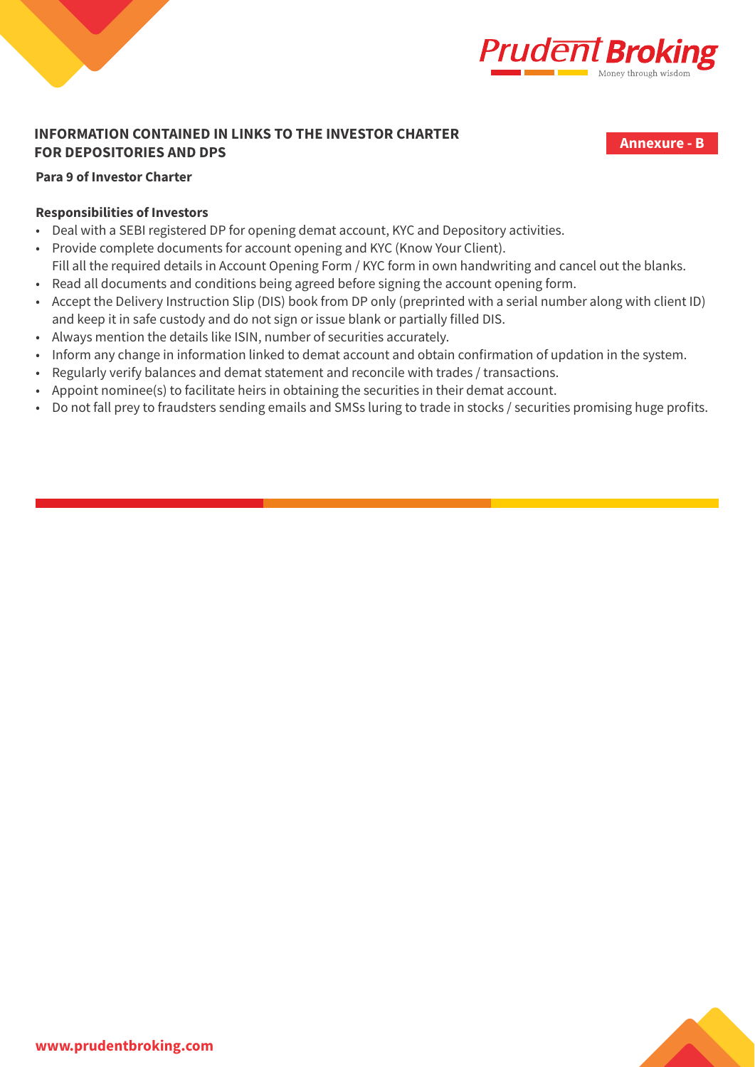## INFORMATION CONTAINED IN LINKS TO THE INVESTOR CHARTER FOR DEPOSITORIES AND DPS

**Annexure - B**

**Para 9 of Investor Charter**

**Responsibilities of Investors**

- Deal with a SEBI registered DP for opening demat account, KYC and Depository activities.
- Provide complete documents for account opening and KYC (Know Your Client).
  Fill all the required details in Account Opening Form / KYC form in own handwriting and cancel out the blanks.
- Read all documents and conditions being agreed before signing the account opening form.
- Accept the Delivery Instruction Slip (DIS) book from DP only (preprinted with a serial number along with client ID) and keep it in safe custody and do not sign or issue blank or partially filled DIS.
- Always mention the details like ISIN, number of securities accurately.
- Inform any change in information linked to demat account and obtain confirmation of updation in the system.
- Regularly verify balances and demat statement and reconcile with trades / transactions.
- Appoint nominee(s) to facilitate heirs in obtaining the securities in their demat account.
- Do not fall prey to fraudsters sending emails and SMSs luring to trade in stocks / securities promising huge profits.